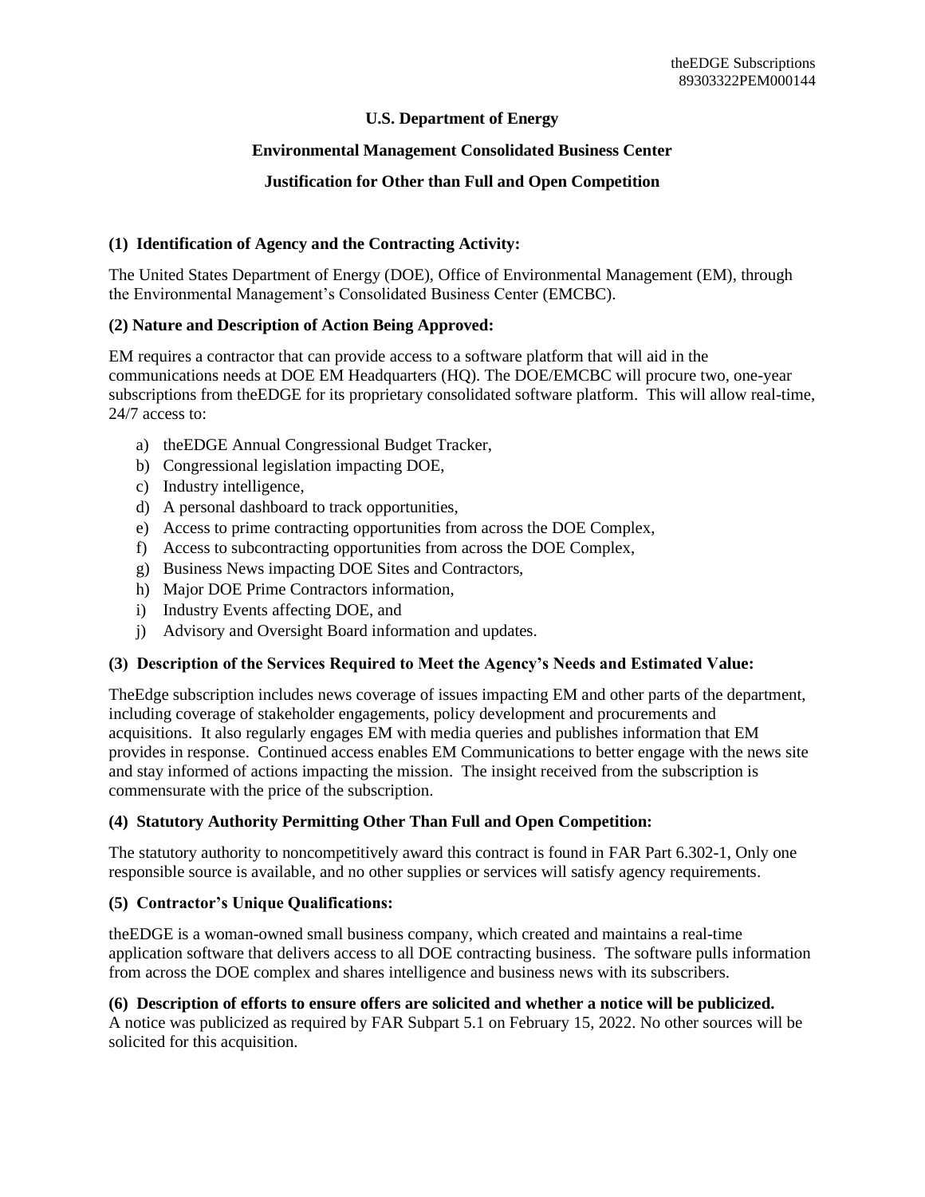theEDGE Subscriptions
89303322PEM000144

**U.S. Department of Energy**

**Environmental Management Consolidated Business Center**

**Justification for Other than Full and Open Competition**

**(1) Identification of Agency and the Contracting Activity:**

The United States Department of Energy (DOE), Office of Environmental Management (EM), through the Environmental Management's Consolidated Business Center (EMCBC).

**(2) Nature and Description of Action Being Approved:**

EM requires a contractor that can provide access to a software platform that will aid in the communications needs at DOE EM Headquarters (HQ). The DOE/EMCBC will procure two, one-year subscriptions from theEDGE for its proprietary consolidated software platform. This will allow real-time, 24/7 access to:

a) theEDGE Annual Congressional Budget Tracker,
b) Congressional legislation impacting DOE,
c) Industry intelligence,
d) A personal dashboard to track opportunities,
e) Access to prime contracting opportunities from across the DOE Complex,
f) Access to subcontracting opportunities from across the DOE Complex,
g) Business News impacting DOE Sites and Contractors,
h) Major DOE Prime Contractors information,
i) Industry Events affecting DOE, and
j) Advisory and Oversight Board information and updates.

**(3) Description of the Services Required to Meet the Agency's Needs and Estimated Value:**

TheEdge subscription includes news coverage of issues impacting EM and other parts of the department, including coverage of stakeholder engagements, policy development and procurements and acquisitions. It also regularly engages EM with media queries and publishes information that EM provides in response. Continued access enables EM Communications to better engage with the news site and stay informed of actions impacting the mission. The insight received from the subscription is commensurate with the price of the subscription.

**(4) Statutory Authority Permitting Other Than Full and Open Competition:**

The statutory authority to noncompetitively award this contract is found in FAR Part 6.302-1, Only one responsible source is available, and no other supplies or services will satisfy agency requirements.

**(5) Contractor's Unique Qualifications:**

theEDGE is a woman-owned small business company, which created and maintains a real-time application software that delivers access to all DOE contracting business. The software pulls information from across the DOE complex and shares intelligence and business news with its subscribers.

**(6) Description of efforts to ensure offers are solicited and whether a notice will be publicized.**

A notice was publicized as required by FAR Subpart 5.1 on February 15, 2022. No other sources will be solicited for this acquisition.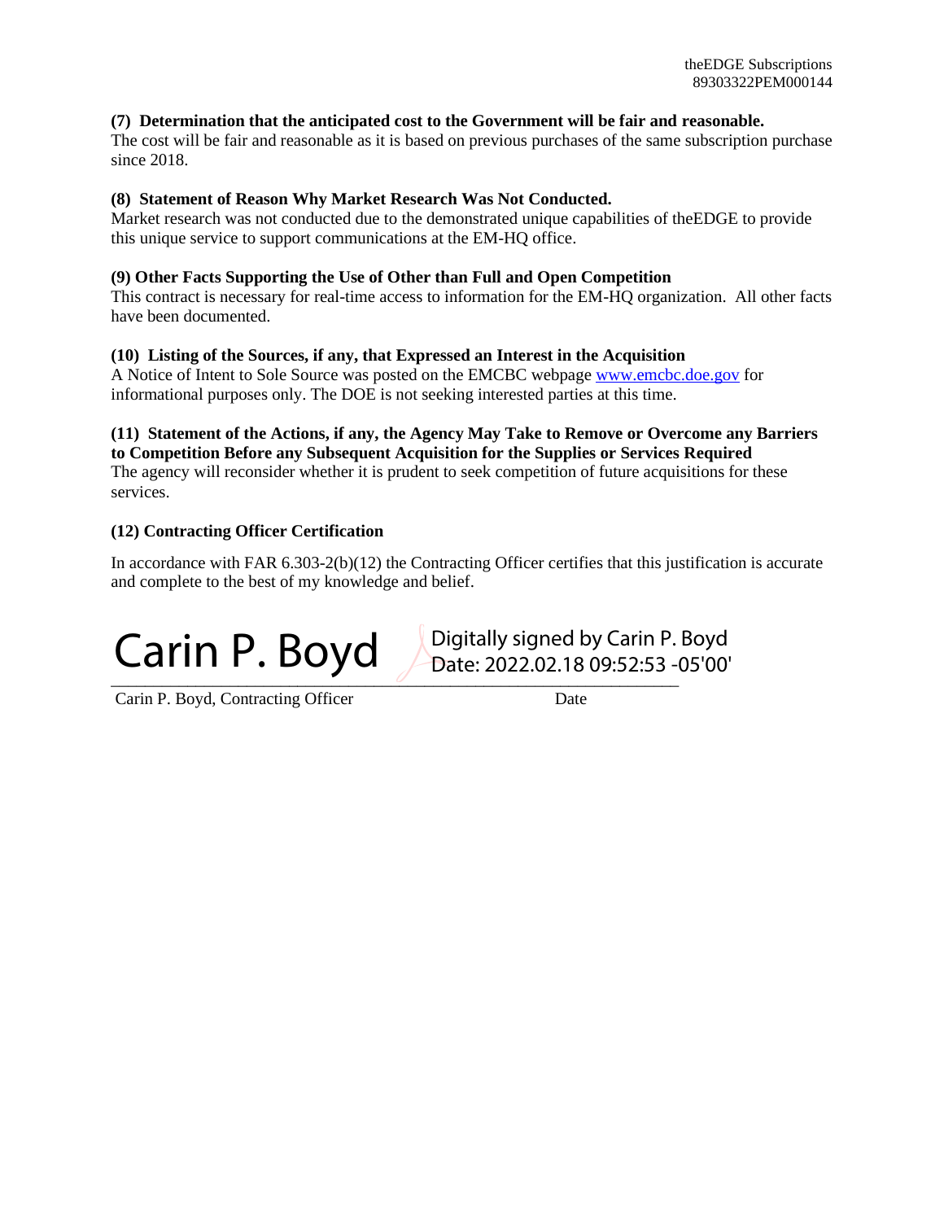**(7) Determination that the anticipated cost to the Government will be fair and reasonable.**
The cost will be fair and reasonable as it is based on previous purchases of the same subscription purchase since 2018.

**(8) Statement of Reason Why Market Research Was Not Conducted.**
Market research was not conducted due to the demonstrated unique capabilities of theEDGE to provide this unique service to support communications at the EM-HQ office.

**(9) Other Facts Supporting the Use of Other than Full and Open Competition**
This contract is necessary for real-time access to information for the EM-HQ organization. All other facts have been documented.

**(10) Listing of the Sources, if any, that Expressed an Interest in the Acquisition**
A Notice of Intent to Sole Source was posted on the EMCBC webpage www.emcbc.doe.gov for informational purposes only. The DOE is not seeking interested parties at this time.

**(11) Statement of the Actions, if any, the Agency May Take to Remove or Overcome any Barriers to Competition Before any Subsequent Acquisition for the Supplies or Services Required**
The agency will reconsider whether it is prudent to seek competition of future acquisitions for these services.

**(12) Contracting Officer Certification**

In accordance with FAR 6.303-2(b)(12) the Contracting Officer certifies that this justification is accurate and complete to the best of my knowledge and belief.

Carin P. Boyd
Digitally signed by Carin P. Boyd
Date: 2022.02.18 09:52:53 -05'00'

Carin P. Boyd, Contracting Officer Date